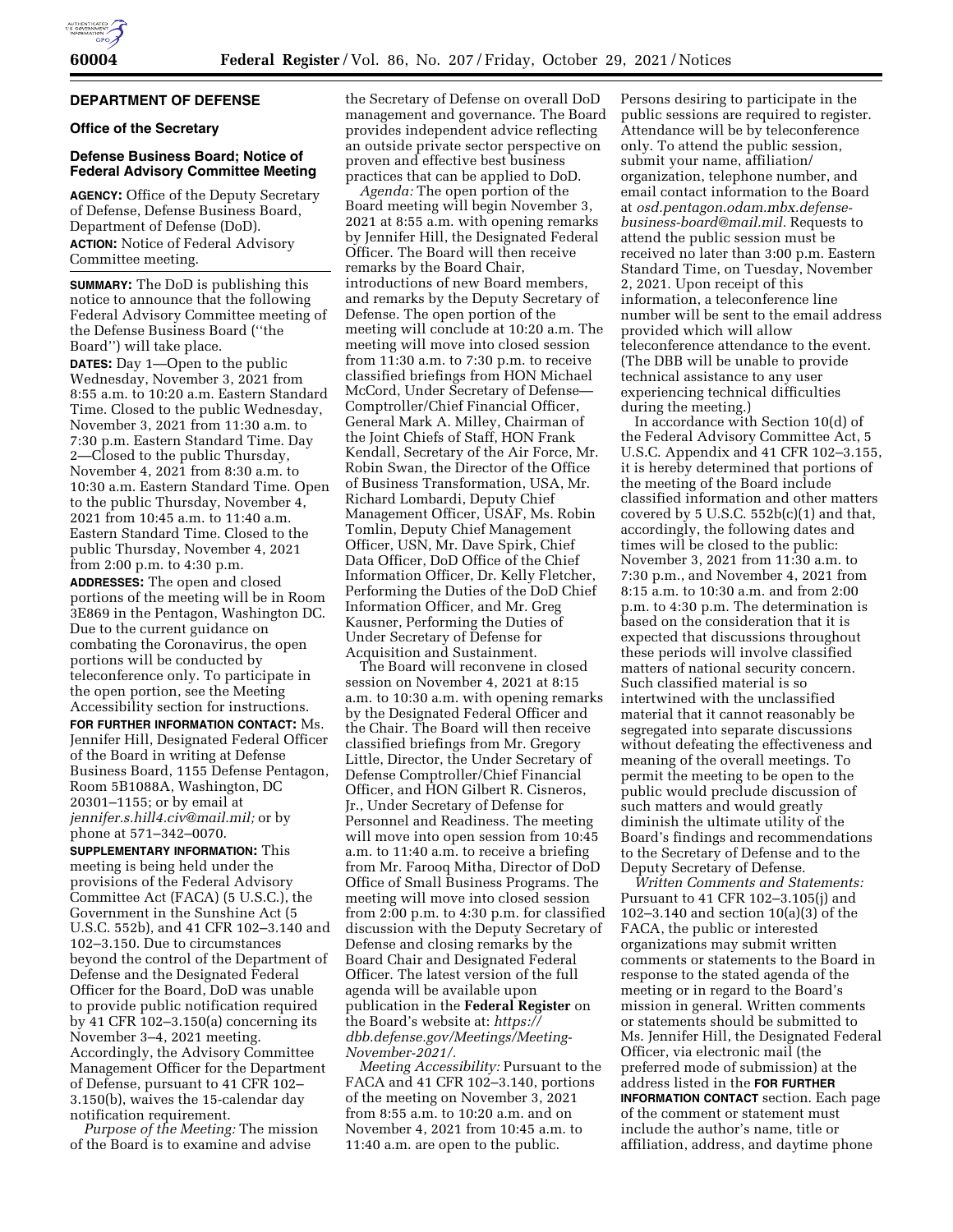## DEPARTMENT OF DEFENSE

### Office of the Secretary

### Defense Business Board; Notice of Federal Advisory Committee Meeting

**AGENCY:** Office of the Deputy Secretary of Defense, Defense Business Board, Department of Defense (DoD).

**ACTION:** Notice of Federal Advisory Committee meeting.

**SUMMARY:** The DoD is publishing this notice to announce that the following Federal Advisory Committee meeting of the Defense Business Board (''the Board'') will take place.

**DATES:** Day 1—Open to the public Wednesday, November 3, 2021 from 8:55 a.m. to 10:20 a.m. Eastern Standard Time. Closed to the public Wednesday, November 3, 2021 from 11:30 a.m. to 7:30 p.m. Eastern Standard Time. Day 2—Closed to the public Thursday, November 4, 2021 from 8:30 a.m. to 10:30 a.m. Eastern Standard Time. Open to the public Thursday, November 4, 2021 from 10:45 a.m. to 11:40 a.m. Eastern Standard Time. Closed to the public Thursday, November 4, 2021 from 2:00 p.m. to 4:30 p.m.

**ADDRESSES:** The open and closed portions of the meeting will be in Room 3E869 in the Pentagon, Washington DC. Due to the current guidance on combating the Coronavirus, the open portions will be conducted by teleconference only. To participate in the open portion, see the Meeting Accessibility section for instructions.

**FOR FURTHER INFORMATION CONTACT:** Ms. Jennifer Hill, Designated Federal Officer of the Board in writing at Defense Business Board, 1155 Defense Pentagon, Room 5B1088A, Washington, DC 20301–1155; or by email at *jennifer.s.hill4.civ@mail.mil;* or by phone at 571–342–0070.

**SUPPLEMENTARY INFORMATION:** This meeting is being held under the provisions of the Federal Advisory Committee Act (FACA) (5 U.S.C.), the Government in the Sunshine Act (5 U.S.C. 552b), and 41 CFR 102–3.140 and 102–3.150. Due to circumstances beyond the control of the Department of Defense and the Designated Federal Officer for the Board, DoD was unable to provide public notification required by 41 CFR 102–3.150(a) concerning its November 3–4, 2021 meeting. Accordingly, the Advisory Committee Management Officer for the Department of Defense, pursuant to 41 CFR 102–3.150(b), waives the 15-calendar day notification requirement.

*Purpose of the Meeting:* The mission of the Board is to examine and advise the Secretary of Defense on overall DoD management and governance. The Board provides independent advice reflecting an outside private sector perspective on proven and effective best business practices that can be applied to DoD.

*Agenda:* The open portion of the Board meeting will begin November 3, 2021 at 8:55 a.m. with opening remarks by Jennifer Hill, the Designated Federal Officer. The Board will then receive remarks by the Board Chair, introductions of new Board members, and remarks by the Deputy Secretary of Defense. The open portion of the meeting will conclude at 10:20 a.m. The meeting will move into closed session from 11:30 a.m. to 7:30 p.m. to receive classified briefings from HON Michael McCord, Under Secretary of Defense—Comptroller/Chief Financial Officer, General Mark A. Milley, Chairman of the Joint Chiefs of Staff, HON Frank Kendall, Secretary of the Air Force, Mr. Robin Swan, the Director of the Office of Business Transformation, USA, Mr. Richard Lombardi, Deputy Chief Management Officer, USAF, Ms. Robin Tomlin, Deputy Chief Management Officer, USN, Mr. Dave Spirk, Chief Data Officer, DoD Office of the Chief Information Officer, Dr. Kelly Fletcher, Performing the Duties of the DoD Chief Information Officer, and Mr. Greg Kausner, Performing the Duties of Under Secretary of Defense for Acquisition and Sustainment.

The Board will reconvene in closed session on November 4, 2021 at 8:15 a.m. to 10:30 a.m. with opening remarks by the Designated Federal Officer and the Chair. The Board will then receive classified briefings from Mr. Gregory Little, Director, the Under Secretary of Defense Comptroller/Chief Financial Officer, and HON Gilbert R. Cisneros, Jr., Under Secretary of Defense for Personnel and Readiness. The meeting will move into open session from 10:45 a.m. to 11:40 a.m. to receive a briefing from Mr. Farooq Mitha, Director of DoD Office of Small Business Programs. The meeting will move into closed session from 2:00 p.m. to 4:30 p.m. for classified discussion with the Deputy Secretary of Defense and closing remarks by the Board Chair and Designated Federal Officer. The latest version of the full agenda will be available upon publication in the **Federal Register** on the Board's website at: *https://dbb.defense.gov/Meetings/Meeting-November-2021/.*

*Meeting Accessibility:* Pursuant to the FACA and 41 CFR 102–3.140, portions of the meeting on November 3, 2021 from 8:55 a.m. to 10:20 a.m. and on November 4, 2021 from 10:45 a.m. to 11:40 a.m. are open to the public. Persons desiring to participate in the public sessions are required to register. Attendance will be by teleconference only. To attend the public session, submit your name, affiliation/organization, telephone number, and email contact information to the Board at *osd.pentagon.odam.mbx.defense-business-board@mail.mil.* Requests to attend the public session must be received no later than 3:00 p.m. Eastern Standard Time, on Tuesday, November 2, 2021. Upon receipt of this information, a teleconference line number will be sent to the email address provided which will allow teleconference attendance to the event. (The DBB will be unable to provide technical assistance to any user experiencing technical difficulties during the meeting.)

In accordance with Section 10(d) of the Federal Advisory Committee Act, 5 U.S.C. Appendix and 41 CFR 102–3.155, it is hereby determined that portions of the meeting of the Board include classified information and other matters covered by 5 U.S.C. 552b(c)(1) and that, accordingly, the following dates and times will be closed to the public: November 3, 2021 from 11:30 a.m. to 7:30 p.m., and November 4, 2021 from 8:15 a.m. to 10:30 a.m. and from 2:00 p.m. to 4:30 p.m. The determination is based on the consideration that it is expected that discussions throughout these periods will involve classified matters of national security concern. Such classified material is so intertwined with the unclassified material that it cannot reasonably be segregated into separate discussions without defeating the effectiveness and meaning of the overall meetings. To permit the meeting to be open to the public would preclude discussion of such matters and would greatly diminish the ultimate utility of the Board's findings and recommendations to the Secretary of Defense and to the Deputy Secretary of Defense.

*Written Comments and Statements:* Pursuant to 41 CFR 102–3.105(j) and 102–3.140 and section 10(a)(3) of the FACA, the public or interested organizations may submit written comments or statements to the Board in response to the stated agenda of the meeting or in regard to the Board's mission in general. Written comments or statements should be submitted to Ms. Jennifer Hill, the Designated Federal Officer, via electronic mail (the preferred mode of submission) at the address listed in the **FOR FURTHER INFORMATION CONTACT** section. Each page of the comment or statement must include the author's name, title or affiliation, address, and daytime phone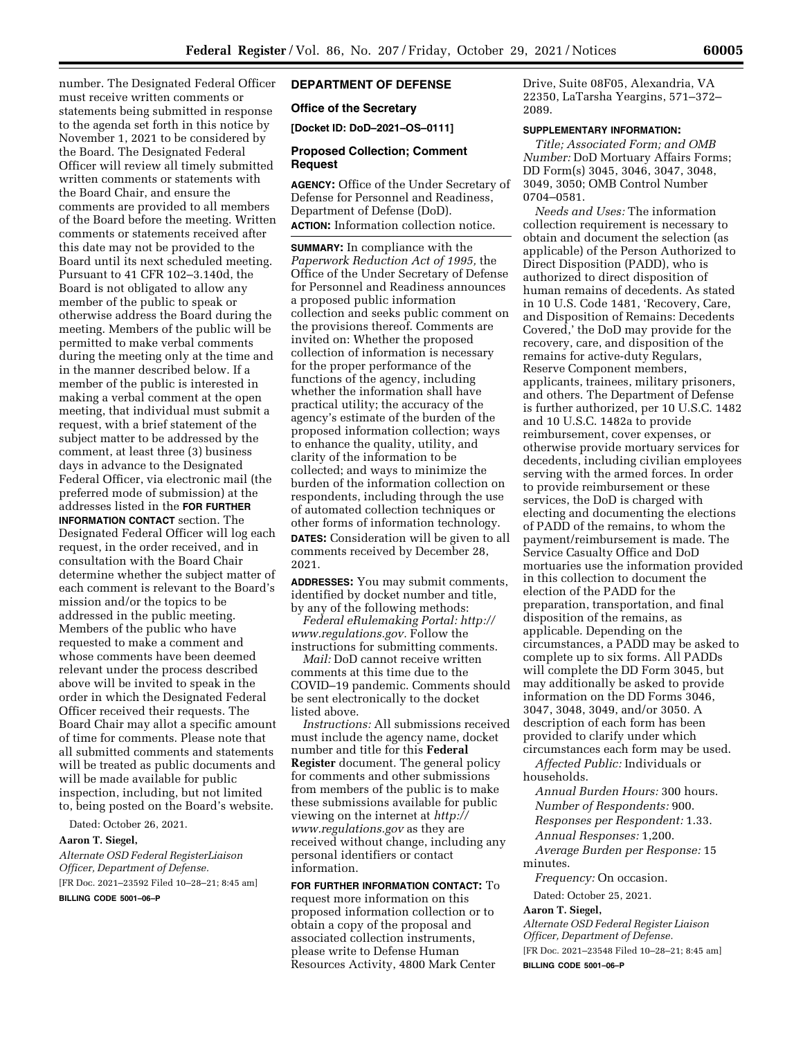number. The Designated Federal Officer must receive written comments or statements being submitted in response to the agenda set forth in this notice by November 1, 2021 to be considered by the Board. The Designated Federal Officer will review all timely submitted written comments or statements with the Board Chair, and ensure the comments are provided to all members of the Board before the meeting. Written comments or statements received after this date may not be provided to the Board until its next scheduled meeting. Pursuant to 41 CFR 102–3.140d, the Board is not obligated to allow any member of the public to speak or otherwise address the Board during the meeting. Members of the public will be permitted to make verbal comments during the meeting only at the time and in the manner described below. If a member of the public is interested in making a verbal comment at the open meeting, that individual must submit a request, with a brief statement of the subject matter to be addressed by the comment, at least three (3) business days in advance to the Designated Federal Officer, via electronic mail (the preferred mode of submission) at the addresses listed in the **FOR FURTHER INFORMATION CONTACT** section. The Designated Federal Officer will log each request, in the order received, and in consultation with the Board Chair determine whether the subject matter of each comment is relevant to the Board's mission and/or the topics to be addressed in the public meeting. Members of the public who have requested to make a comment and whose comments have been deemed relevant under the process described above will be invited to speak in the order in which the Designated Federal Officer received their requests. The Board Chair may allot a specific amount of time for comments. Please note that all submitted comments and statements will be treated as public documents and will be made available for public inspection, including, but not limited to, being posted on the Board's website.

Dated: October 26, 2021.

**Aaron T. Siegel,**

*Alternate OSD Federal RegisterLiaison Officer, Department of Defense.*

[FR Doc. 2021–23592 Filed 10–28–21; 8:45 am]

**BILLING CODE 5001–06–P**

## DEPARTMENT OF DEFENSE

### Office of the Secretary

**[Docket ID: DoD–2021–OS–0111]**

### Proposed Collection; Comment Request

**AGENCY:** Office of the Under Secretary of Defense for Personnel and Readiness, Department of Defense (DoD).

**ACTION:** Information collection notice.

**SUMMARY:** In compliance with the *Paperwork Reduction Act of 1995,* the Office of the Under Secretary of Defense for Personnel and Readiness announces a proposed public information collection and seeks public comment on the provisions thereof. Comments are invited on: Whether the proposed collection of information is necessary for the proper performance of the functions of the agency, including whether the information shall have practical utility; the accuracy of the agency's estimate of the burden of the proposed information collection; ways to enhance the quality, utility, and clarity of the information to be collected; and ways to minimize the burden of the information collection on respondents, including through the use of automated collection techniques or other forms of information technology.

**DATES:** Consideration will be given to all comments received by December 28, 2021.

**ADDRESSES:** You may submit comments, identified by docket number and title, by any of the following methods:

*Federal eRulemaking Portal: http://www.regulations.gov.* Follow the instructions for submitting comments.

*Mail:* DoD cannot receive written comments at this time due to the COVID–19 pandemic. Comments should be sent electronically to the docket listed above.

*Instructions:* All submissions received must include the agency name, docket number and title for this **Federal Register** document. The general policy for comments and other submissions from members of the public is to make these submissions available for public viewing on the internet at *http://www.regulations.gov* as they are received without change, including any personal identifiers or contact information.

**FOR FURTHER INFORMATION CONTACT:** To request more information on this proposed information collection or to obtain a copy of the proposal and associated collection instruments, please write to Defense Human Resources Activity, 4800 Mark Center Drive, Suite 08F05, Alexandria, VA 22350, LaTarsha Yeargins, 571–372–2089.

**SUPPLEMENTARY INFORMATION:**

*Title; Associated Form; and OMB Number:* DoD Mortuary Affairs Forms; DD Form(s) 3045, 3046, 3047, 3048, 3049, 3050; OMB Control Number 0704–0581.

*Needs and Uses:* The information collection requirement is necessary to obtain and document the selection (as applicable) of the Person Authorized to Direct Disposition (PADD), who is authorized to direct disposition of human remains of decedents. As stated in 10 U.S. Code 1481, 'Recovery, Care, and Disposition of Remains: Decedents Covered,' the DoD may provide for the recovery, care, and disposition of the remains for active-duty Regulars, Reserve Component members, applicants, trainees, military prisoners, and others. The Department of Defense is further authorized, per 10 U.S.C. 1482 and 10 U.S.C. 1482a to provide reimbursement, cover expenses, or otherwise provide mortuary services for decedents, including civilian employees serving with the armed forces. In order to provide reimbursement or these services, the DoD is charged with electing and documenting the elections of PADD of the remains, to whom the payment/reimbursement is made. The Service Casualty Office and DoD mortuaries use the information provided in this collection to document the election of the PADD for the preparation, transportation, and final disposition of the remains, as applicable. Depending on the circumstances, a PADD may be asked to complete up to six forms. All PADDs will complete the DD Form 3045, but may additionally be asked to provide information on the DD Forms 3046, 3047, 3048, 3049, and/or 3050. A description of each form has been provided to clarify under which circumstances each form may be used.

*Affected Public:* Individuals or households.

*Annual Burden Hours:* 300 hours.

*Number of Respondents:* 900.

*Responses per Respondent:* 1.33.

*Annual Responses:* 1,200.

*Average Burden per Response:* 15 minutes.

*Frequency:* On occasion.

Dated: October 25, 2021.

**Aaron T. Siegel,**

*Alternate OSD Federal Register Liaison Officer, Department of Defense.*

[FR Doc. 2021–23548 Filed 10–28–21; 8:45 am]

**BILLING CODE 5001–06–P**